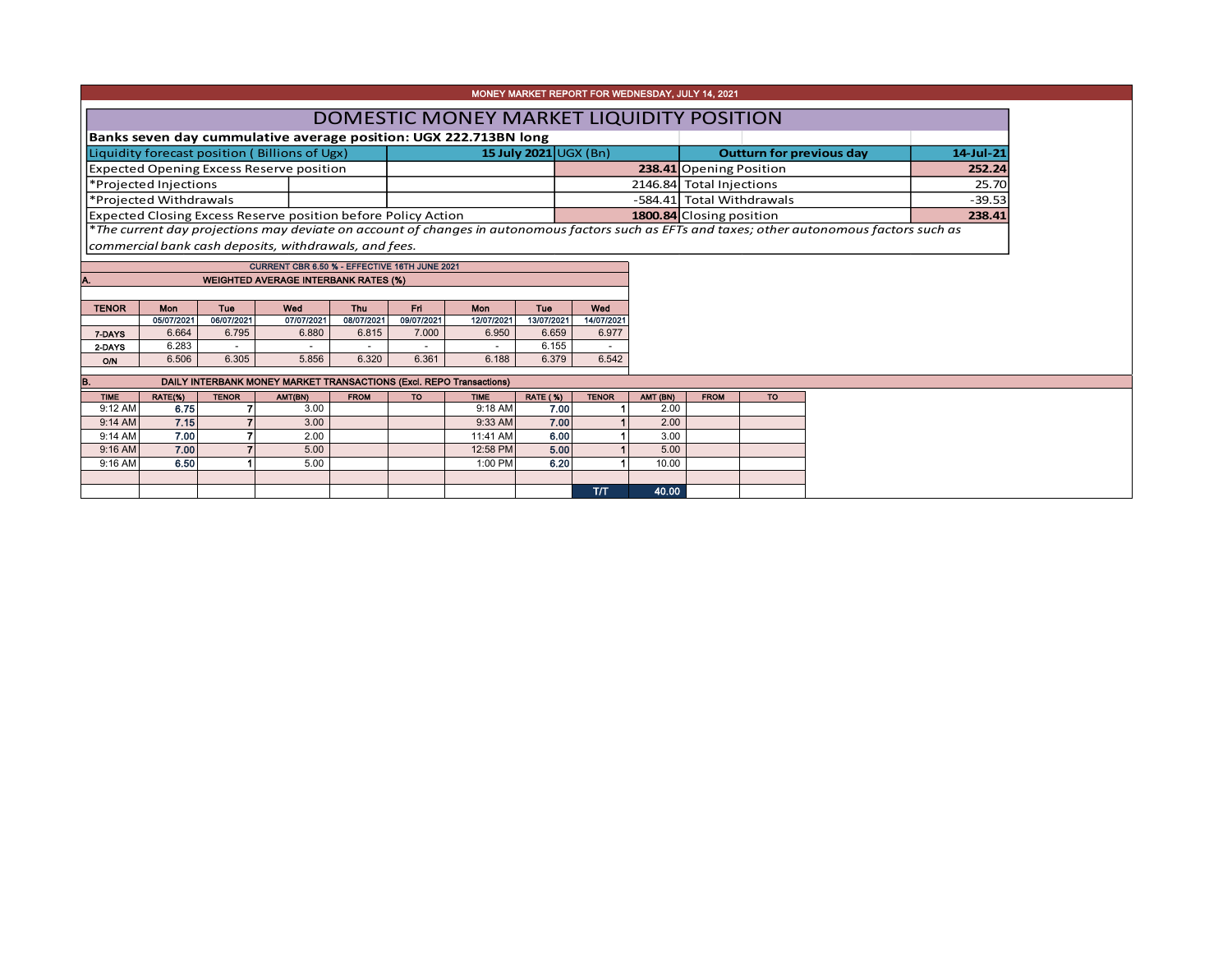MONEY MARKET REPORT FOR WEDNESDAY, JULY 14, 2021

# DOMESTIC MONEY MARKET LIQUIDITY POSITION

**Banks seven day cummulative average position: UGX 222.713BN long**

| Liquidity forecast position ( Billions of Ugx) | 15 July 2021 UGX (Bn) | Outturn for previous day | 14-Jul-21 |
|---|---|---|---|
| Expected Opening Excess Reserve position | **238.41** | Opening Position | **252.24** |
| *Projected Injections | 2146.84 | Total Injections | 25.70 |
| *Projected Withdrawals | -584.41 | Total Withdrawals | -39.53 |
| Expected Closing Excess Reserve position before Policy Action | **1800.84** | Closing position | **238.41** |

*\*The current day projections may deviate on account of changes in autonomous factors such as EFTs and taxes; other autonomous factors such as commercial bank cash deposits, withdrawals, and fees.*

CURRENT CBR 6.50 % - EFFECTIVE 16TH JUNE 2021

## A. WEIGHTED AVERAGE INTERBANK RATES (%)

| TENOR | Mon 05/07/2021 | Tue 06/07/2021 | Wed 07/07/2021 | Thu 08/07/2021 | Fri 09/07/2021 | Mon 12/07/2021 | Tue 13/07/2021 | Wed 14/07/2021 |
|---|---|---|---|---|---|---|---|---|
| 7-DAYS | 6.664 | 6.795 | 6.880 | 6.815 | 7.000 | 6.950 | 6.659 | 6.977 |
| 2-DAYS | 6.283 | - | - | - | - | - | 6.155 | - |
| O/N | 6.506 | 6.305 | 5.856 | 6.320 | 6.361 | 6.188 | 6.379 | 6.542 |

## B. DAILY INTERBANK MONEY MARKET TRANSACTIONS (Excl. REPO Transactions)

| TIME | RATE(%) | TENOR | AMT(BN) | FROM | TO | TIME | RATE ( %) | TENOR | AMT (BN) | FROM | TO |
|---|---|---|---|---|---|---|---|---|---|---|---|
| 9:12 AM | 6.75 | 7 | 3.00 | | | 9:18 AM | 7.00 | 1 | 2.00 | | |
| 9:14 AM | 7.15 | 7 | 3.00 | | | 9:33 AM | 7.00 | 1 | 2.00 | | |
| 9:14 AM | 7.00 | 7 | 2.00 | | | 11:41 AM | 6.00 | 1 | 3.00 | | |
| 9:16 AM | 7.00 | 7 | 5.00 | | | 12:58 PM | 5.00 | 1 | 5.00 | | |
| 9:16 AM | 6.50 | 1 | 5.00 | | | 1:00 PM | 6.20 | 1 | 10.00 | | |
| | | | | | | | | | | | |
| | | | | | | | | T/T | 40.00 | | |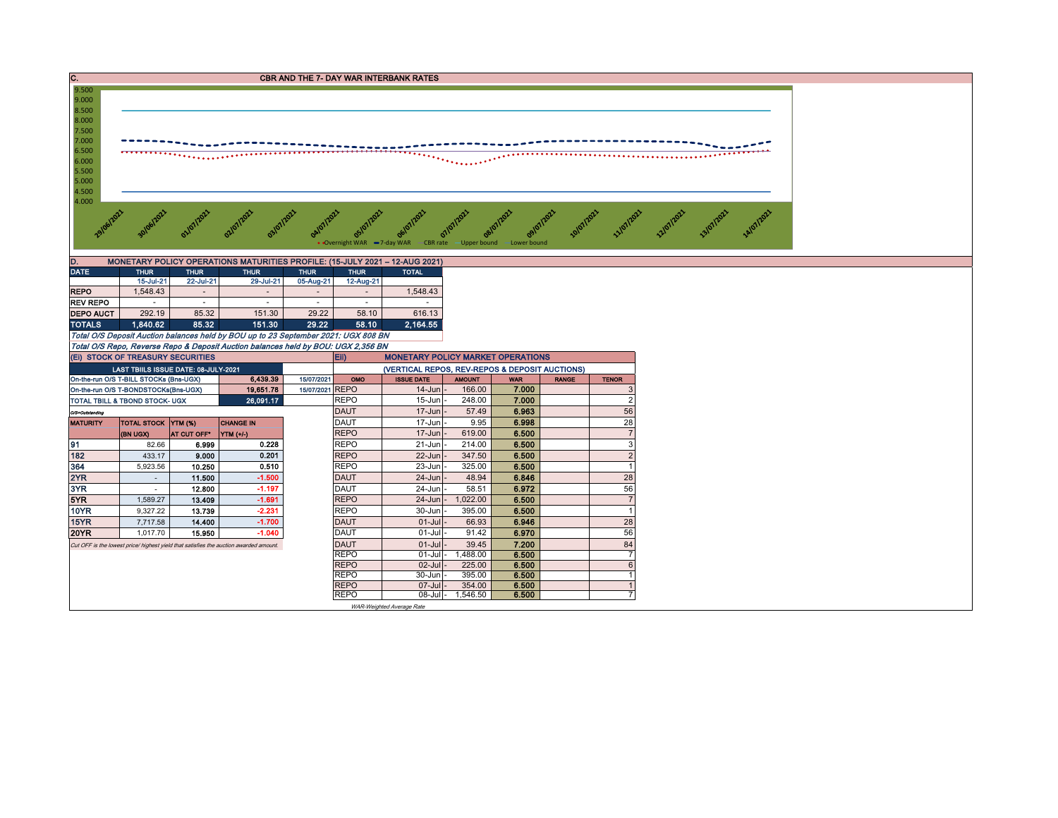## C. CBR AND THE 7- DAY WAR INTERBANK RATES

9.500
9.000
8.500
8.000
7.500
7.000
6.500
6.000
5.500
5.000
4.500
4.000

29/06/2021 30/06/2021 01/07/2021 02/07/2021 03/07/2021 04/07/2021 05/07/2021 06/07/2021 07/07/2021 08/07/2021 09/07/2021 10/07/2021 11/07/2021 12/07/2021 13/07/2021 14/07/2021

Overnight WAR, 7-day WAR, CBR rate, Upper bound, Lower bound

## D. MONETARY POLICY OPERATIONS MATURITIES PROFILE: (15-JULY 2021 – 12-AUG 2021)

| DATE | THUR | THUR | THUR | THUR | THUR | TOTAL |
|---|---|---|---|---|---|---|
| | 15-Jul-21 | 22-Jul-21 | 29-Jul-21 | 05-Aug-21 | 12-Aug-21 | |
| REPO | 1,548.43 | - | - | - | - | 1,548.43 |
| REV REPO | - | - | - | - | - | - |
| DEPO AUCT | 292.19 | 85.32 | 151.30 | 29.22 | 58.10 | 616.13 |
| TOTALS | 1,840.62 | 85.32 | 151.30 | 29.22 | 58.10 | 2,164.55 |

*Total O/S Deposit Auction balances held by BOU up to 23 September 2021: UGX 808 BN*

*Total O/S Repo, Reverse Repo & Deposit Auction balances held by BOU: UGX 2,356 BN*

### (Ei) STOCK OF TREASURY SECURITIES

| LAST TBIILS ISSUE DATE: 08-JULY-2021 | | |
|---|---|---|
| On-the-run O/S T-BILL STOCKs (Bns-UGX) | 6,439.39 | 15/07/2021 |
| On-the-run O/S T-BONDSTOCKs(Bns-UGX) | 19,651.78 | 15/07/2021 |
| TOTAL TBILL & TBOND STOCK- UGX | 26,091.17 | |

*O/S=Outstanding*

| MATURITY | TOTAL STOCK (BN UGX) | YTM (%) AT CUT OFF* | CHANGE IN YTM (+/-) |
|---|---|---|---|
| 91 | 82.66 | 6.999 | 0.228 |
| 182 | 433.17 | 9.000 | 0.201 |
| 364 | 5,923.56 | 10.250 | 0.510 |
| 2YR | - | 11.500 | -1.500 |
| 3YR | - | 12.800 | -1.197 |
| 5YR | 1,589.27 | 13.409 | -1.691 |
| 10YR | 9,327.22 | 13.739 | -2.231 |
| 15YR | 7,717.58 | 14.400 | -1.700 |
| 20YR | 1,017.70 | 15.950 | -1.040 |

*Cut OFF is the lowest price/ highest yield that satisfies the auction awarded amount.*

### Eii) MONETARY POLICY MARKET OPERATIONS

(VERTICAL REPOS, REV-REPOS & DEPOSIT AUCTIONS)

| OMO | ISSUE DATE | AMOUNT | WAR | RANGE | TENOR |
|---|---|---|---|---|---|
| REPO | 14-Jun | - 166.00 | 7.000 | | 3 |
| REPO | 15-Jun | - 248.00 | 7.000 | | 2 |
| DAUT | 17-Jun | - 57.49 | 6.963 | | 56 |
| DAUT | 17-Jun | - 9.95 | 6.998 | | 28 |
| REPO | 17-Jun | - 619.00 | 6.500 | | 7 |
| REPO | 21-Jun | - 214.00 | 6.500 | | 3 |
| REPO | 22-Jun | - 347.50 | 6.500 | | 2 |
| REPO | 23-Jun | - 325.00 | 6.500 | | 1 |
| DAUT | 24-Jun | - 48.94 | 6.846 | | 28 |
| DAUT | 24-Jun | - 58.51 | 6.972 | | 56 |
| REPO | 24-Jun | - 1,022.00 | 6.500 | | 7 |
| REPO | 30-Jun | - 395.00 | 6.500 | | 1 |
| DAUT | 01-Jul | - 66.93 | 6.946 | | 28 |
| DAUT | 01-Jul | - 91.42 | 6.970 | | 56 |
| DAUT | 01-Jul | - 39.45 | 7.200 | | 84 |
| REPO | 01-Jul | - 1,488.00 | 6.500 | | 7 |
| REPO | 02-Jul | - 225.00 | 6.500 | | 6 |
| REPO | 30-Jun | - 395.00 | 6.500 | | 1 |
| REPO | 07-Jul | - 354.00 | 6.500 | | 1 |
| REPO | 08-Jul | - 1,546.50 | 6.500 | | 7 |

*WAR-Weighted Average Rate*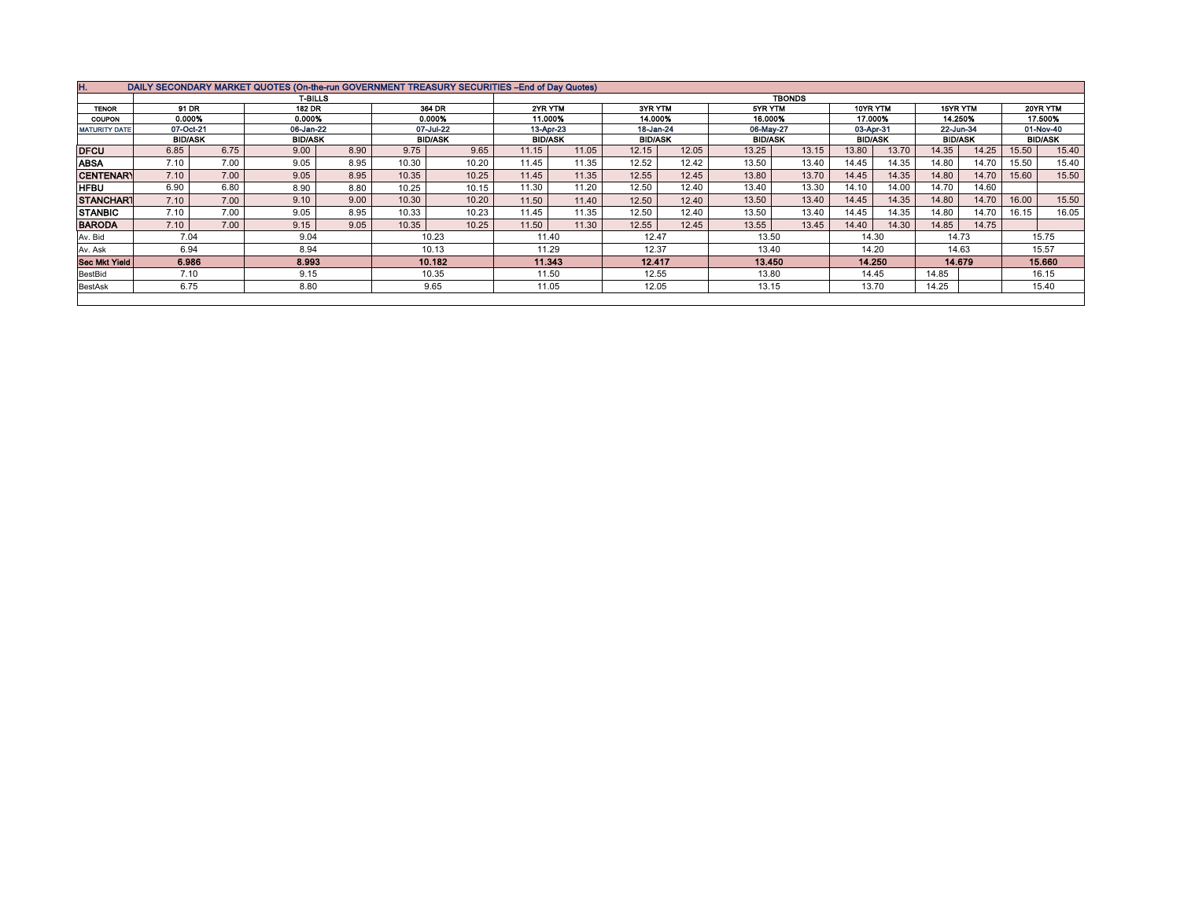## H. DAILY SECONDARY MARKET QUOTES (On-the-run GOVERNMENT TREASURY SECURITIES –End of Day Quotes)

| | T-BILLS | | | | | | TBONDS | | | | | | | | | | | |
|---|---|---|---|---|---|---|---|---|---|---|---|---|---|---|---|---|---|---|
| **TENOR** | **91 DR** | | **182 DR** | | **364 DR** | | **2YR YTM** | | **3YR YTM** | | **5YR YTM** | | **10YR YTM** | | **15YR YTM** | | **20YR YTM** | |
| **COUPON** | **0.000%** | | **0.000%** | | **0.000%** | | **11.000%** | | **14.000%** | | **16.000%** | | **17.000%** | | **14.250%** | | **17.500%** | |
| **MATURITY DATE** | **07-Oct-21** | | **06-Jan-22** | | **07-Jul-22** | | **13-Apr-23** | | **18-Jan-24** | | **06-May-27** | | **03-Apr-31** | | **22-Jun-34** | | **01-Nov-40** | |
| | **BID/ASK** | | **BID/ASK** | | **BID/ASK** | | **BID/ASK** | | **BID/ASK** | | **BID/ASK** | | **BID/ASK** | | **BID/ASK** | | **BID/ASK** | |
| **DFCU** | 6.85 | 6.75 | 9.00 | 8.90 | 9.75 | 9.65 | 11.15 | 11.05 | 12.15 | 12.05 | 13.25 | 13.15 | 13.80 | 13.70 | 14.35 | 14.25 | 15.50 | 15.40 |
| **ABSA** | 7.10 | 7.00 | 9.05 | 8.95 | 10.30 | 10.20 | 11.45 | 11.35 | 12.52 | 12.42 | 13.50 | 13.40 | 14.45 | 14.35 | 14.80 | 14.70 | 15.50 | 15.40 |
| **CENTENARY** | 7.10 | 7.00 | 9.05 | 8.95 | 10.35 | 10.25 | 11.45 | 11.35 | 12.55 | 12.45 | 13.80 | 13.70 | 14.45 | 14.35 | 14.80 | 14.70 | 15.60 | 15.50 |
| **HFBU** | 6.90 | 6.80 | 8.90 | 8.80 | 10.25 | 10.15 | 11.30 | 11.20 | 12.50 | 12.40 | 13.40 | 13.30 | 14.10 | 14.00 | 14.70 | 14.60 | | |
| **STANCHART** | 7.10 | 7.00 | 9.10 | 9.00 | 10.30 | 10.20 | 11.50 | 11.40 | 12.50 | 12.40 | 13.50 | 13.40 | 14.45 | 14.35 | 14.80 | 14.70 | 16.00 | 15.50 |
| **STANBIC** | 7.10 | 7.00 | 9.05 | 8.95 | 10.33 | 10.23 | 11.45 | 11.35 | 12.50 | 12.40 | 13.50 | 13.40 | 14.45 | 14.35 | 14.80 | 14.70 | 16.15 | 16.05 |
| **BARODA** | 7.10 | 7.00 | 9.15 | 9.05 | 10.35 | 10.25 | 11.50 | 11.30 | 12.55 | 12.45 | 13.55 | 13.45 | 14.40 | 14.30 | 14.85 | 14.75 | | |
| Av. Bid | 7.04 | | 9.04 | | 10.23 | | 11.40 | | 12.47 | | 13.50 | | 14.30 | | 14.73 | | 15.75 | |
| Av. Ask | 6.94 | | 8.94 | | 10.13 | | 11.29 | | 12.37 | | 13.40 | | 14.20 | | 14.63 | | 15.57 | |
| **Sec Mkt Yield** | **6.986** | | **8.993** | | **10.182** | | **11.343** | | **12.417** | | **13.450** | | **14.250** | | **14.679** | | **15.660** | |
| BestBid | 7.10 | | 9.15 | | 10.35 | | 11.50 | | 12.55 | | 13.80 | | 14.45 | | 14.85 | | 16.15 | |
| BestAsk | 6.75 | | 8.80 | | 9.65 | | 11.05 | | 12.05 | | 13.15 | | 13.70 | | 14.25 | | 15.40 | |